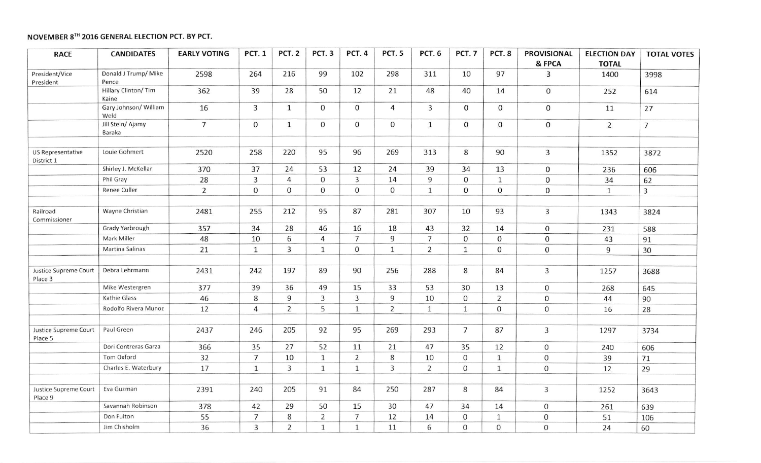**NOVEMBER 8TH 2016 GENERAL ELECTION PCT. BY PCT.**

| RACE | CANDIDATES | EARLY VOTING | PCT. 1 | PCT. 2 | PCT. 3 | PCT. 4 | PCT. 5 | PCT. 6 | PCT. 7 | PCT. 8 | PROVISIONAL & FPCA | ELECTION DAY TOTAL | TOTAL VOTES |
|---|---|---|---|---|---|---|---|---|---|---|---|---|---|
| President/Vice President | Donald J Trump/ Mike Pence | 2598 | 264 | 216 | 99 | 102 | 298 | 311 | 10 | 97 | 3 | 1400 | 3998 |
| | Hillary Clinton/ Tim Kaine | 362 | 39 | 28 | 50 | 12 | 21 | 48 | 40 | 14 | 0 | 252 | 614 |
| | Gary Johnson/ William Weld | 16 | 3 | 1 | 0 | 0 | 4 | 3 | 0 | 0 | 0 | 11 | 27 |
| | Jill Stein/ Ajamy Baraka | 7 | 0 | 1 | 0 | 0 | 0 | 1 | 0 | 0 | 0 | 2 | 7 |
| | | | | | | | | | | | | | |
| US Representative District 1 | Louie Gohmert | 2520 | 258 | 220 | 95 | 96 | 269 | 313 | 8 | 90 | 3 | 1352 | 3872 |
| | Shirley J. McKellar | 370 | 37 | 24 | 53 | 12 | 24 | 39 | 34 | 13 | 0 | 236 | 606 |
| | Phil Gray | 28 | 3 | 4 | 0 | 3 | 14 | 9 | 0 | 1 | 0 | 34 | 62 |
| | Renee Culler | 2 | 0 | 0 | 0 | 0 | 0 | 1 | 0 | 0 | 0 | 1 | 3 |
| | | | | | | | | | | | | | |
| Railroad Commissioner | Wayne Christian | 2481 | 255 | 212 | 95 | 87 | 281 | 307 | 10 | 93 | 3 | 1343 | 3824 |
| | Grady Yarbrough | 357 | 34 | 28 | 46 | 16 | 18 | 43 | 32 | 14 | 0 | 231 | 588 |
| | Mark Miller | 48 | 10 | 6 | 4 | 7 | 9 | 7 | 0 | 0 | 0 | 43 | 91 |
| | Martina Salinas | 21 | 1 | 3 | 1 | 0 | 1 | 2 | 1 | 0 | 0 | 9 | 30 |
| | | | | | | | | | | | | | |
| Justice Supreme Court Place 3 | Debra Lehrmann | 2431 | 242 | 197 | 89 | 90 | 256 | 288 | 8 | 84 | 3 | 1257 | 3688 |
| | Mike Westergren | 377 | 39 | 36 | 49 | 15 | 33 | 53 | 30 | 13 | 0 | 268 | 645 |
| | Kathie Glass | 46 | 8 | 9 | 3 | 3 | 9 | 10 | 0 | 2 | 0 | 44 | 90 |
| | Rodolfo Rivera Munoz | 12 | 4 | 2 | 5 | 1 | 2 | 1 | 1 | 0 | 0 | 16 | 28 |
| | | | | | | | | | | | | | |
| Justice Supreme Court Place 5 | Paul Green | 2437 | 246 | 205 | 92 | 95 | 269 | 293 | 7 | 87 | 3 | 1297 | 3734 |
| | Dori Contreras Garza | 366 | 35 | 27 | 52 | 11 | 21 | 47 | 35 | 12 | 0 | 240 | 606 |
| | Tom Oxford | 32 | 7 | 10 | 1 | 2 | 8 | 10 | 0 | 1 | 0 | 39 | 71 |
| | Charles E. Waterbury | 17 | 1 | 3 | 1 | 1 | 3 | 2 | 0 | 1 | 0 | 12 | 29 |
| | | | | | | | | | | | | | |
| Justice Supreme Court Place 9 | Eva Guzman | 2391 | 240 | 205 | 91 | 84 | 250 | 287 | 8 | 84 | 3 | 1252 | 3643 |
| | Savannah Robinson | 378 | 42 | 29 | 50 | 15 | 30 | 47 | 34 | 14 | 0 | 261 | 639 |
| | Don Fulton | 55 | 7 | 8 | 2 | 7 | 12 | 14 | 0 | 1 | 0 | 51 | 106 |
| | Jim Chisholm | 36 | 3 | 2 | 1 | 1 | 11 | 6 | 0 | 0 | 0 | 24 | 60 |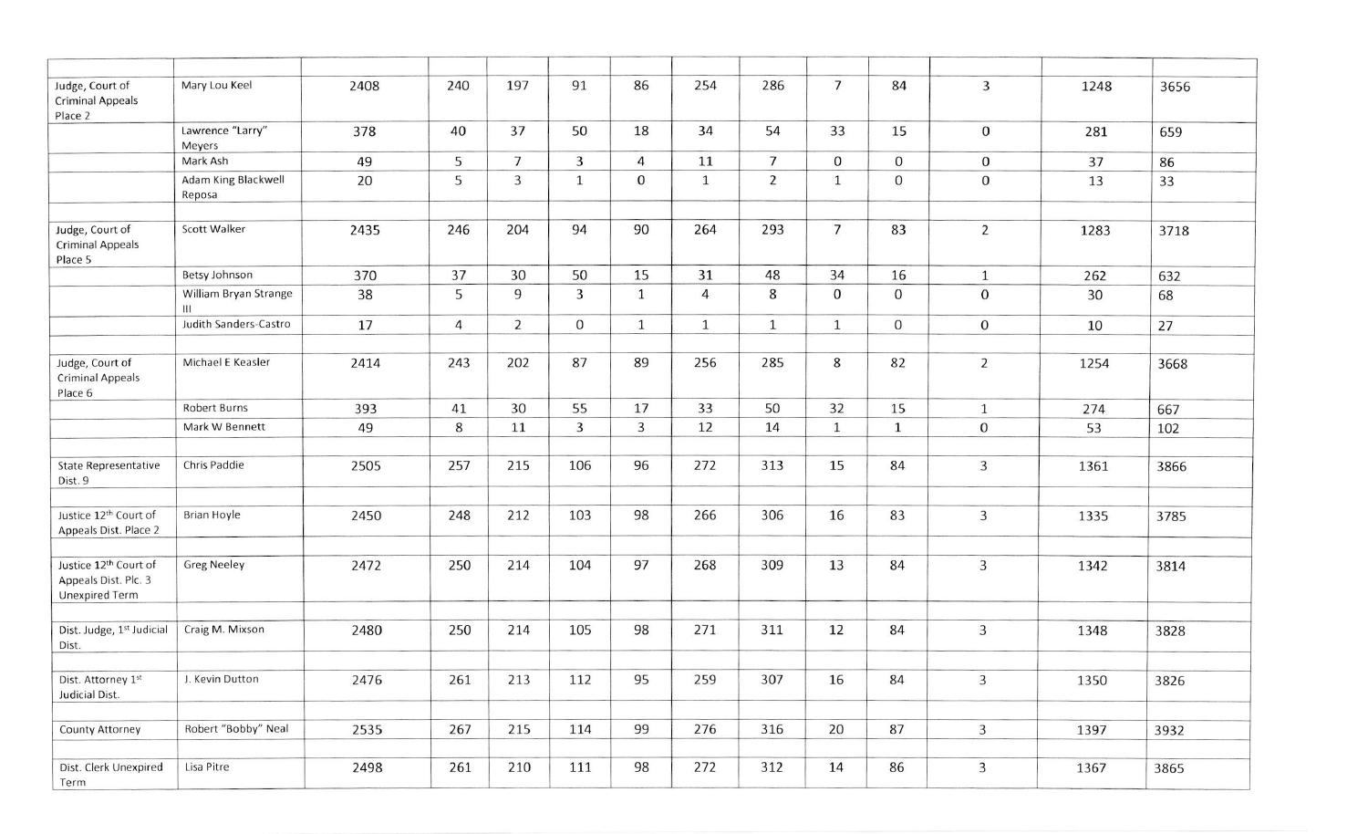| | | | | | | | | | | | | | |
|---|---|---|---|---|---|---|---|---|---|---|---|---|---|
| | | | | | | | | | | | | | |
| Judge, Court of Criminal Appeals Place 2 | Mary Lou Keel | 2408 | 240 | 197 | 91 | 86 | 254 | 286 | 7 | 84 | 3 | 1248 | 3656 |
| | Lawrence "Larry" Meyers | 378 | 40 | 37 | 50 | 18 | 34 | 54 | 33 | 15 | 0 | 281 | 659 |
| | Mark Ash | 49 | 5 | 7 | 3 | 4 | 11 | 7 | 0 | 0 | 0 | 37 | 86 |
| | Adam King Blackwell Reposa | 20 | 5 | 3 | 1 | 0 | 1 | 2 | 1 | 0 | 0 | 13 | 33 |
| | | | | | | | | | | | | | |
| Judge, Court of Criminal Appeals Place 5 | Scott Walker | 2435 | 246 | 204 | 94 | 90 | 264 | 293 | 7 | 83 | 2 | 1283 | 3718 |
| | Betsy Johnson | 370 | 37 | 30 | 50 | 15 | 31 | 48 | 34 | 16 | 1 | 262 | 632 |
| | William Bryan Strange III | 38 | 5 | 9 | 3 | 1 | 4 | 8 | 0 | 0 | 0 | 30 | 68 |
| | Judith Sanders-Castro | 17 | 4 | 2 | 0 | 1 | 1 | 1 | 1 | 0 | 0 | 10 | 27 |
| | | | | | | | | | | | | | |
| Judge, Court of Criminal Appeals Place 6 | Michael E Keasler | 2414 | 243 | 202 | 87 | 89 | 256 | 285 | 8 | 82 | 2 | 1254 | 3668 |
| | Robert Burns | 393 | 41 | 30 | 55 | 17 | 33 | 50 | 32 | 15 | 1 | 274 | 667 |
| | Mark W Bennett | 49 | 8 | 11 | 3 | 3 | 12 | 14 | 1 | 1 | 0 | 53 | 102 |
| | | | | | | | | | | | | | |
| State Representative Dist. 9 | Chris Paddie | 2505 | 257 | 215 | 106 | 96 | 272 | 313 | 15 | 84 | 3 | 1361 | 3866 |
| | | | | | | | | | | | | | |
| Justice 12th Court of Appeals Dist. Place 2 | Brian Hoyle | 2450 | 248 | 212 | 103 | 98 | 266 | 306 | 16 | 83 | 3 | 1335 | 3785 |
| | | | | | | | | | | | | | |
| Justice 12th Court of Appeals Dist. Plc. 3 Unexpired Term | Greg Neeley | 2472 | 250 | 214 | 104 | 97 | 268 | 309 | 13 | 84 | 3 | 1342 | 3814 |
| | | | | | | | | | | | | | |
| Dist. Judge, 1st Judicial Dist. | Craig M. Mixson | 2480 | 250 | 214 | 105 | 98 | 271 | 311 | 12 | 84 | 3 | 1348 | 3828 |
| | | | | | | | | | | | | | |
| Dist. Attorney 1st Judicial Dist. | J. Kevin Dutton | 2476 | 261 | 213 | 112 | 95 | 259 | 307 | 16 | 84 | 3 | 1350 | 3826 |
| | | | | | | | | | | | | | |
| County Attorney | Robert "Bobby" Neal | 2535 | 267 | 215 | 114 | 99 | 276 | 316 | 20 | 87 | 3 | 1397 | 3932 |
| | | | | | | | | | | | | | |
| Dist. Clerk Unexpired Term | Lisa Pitre | 2498 | 261 | 210 | 111 | 98 | 272 | 312 | 14 | 86 | 3 | 1367 | 3865 |